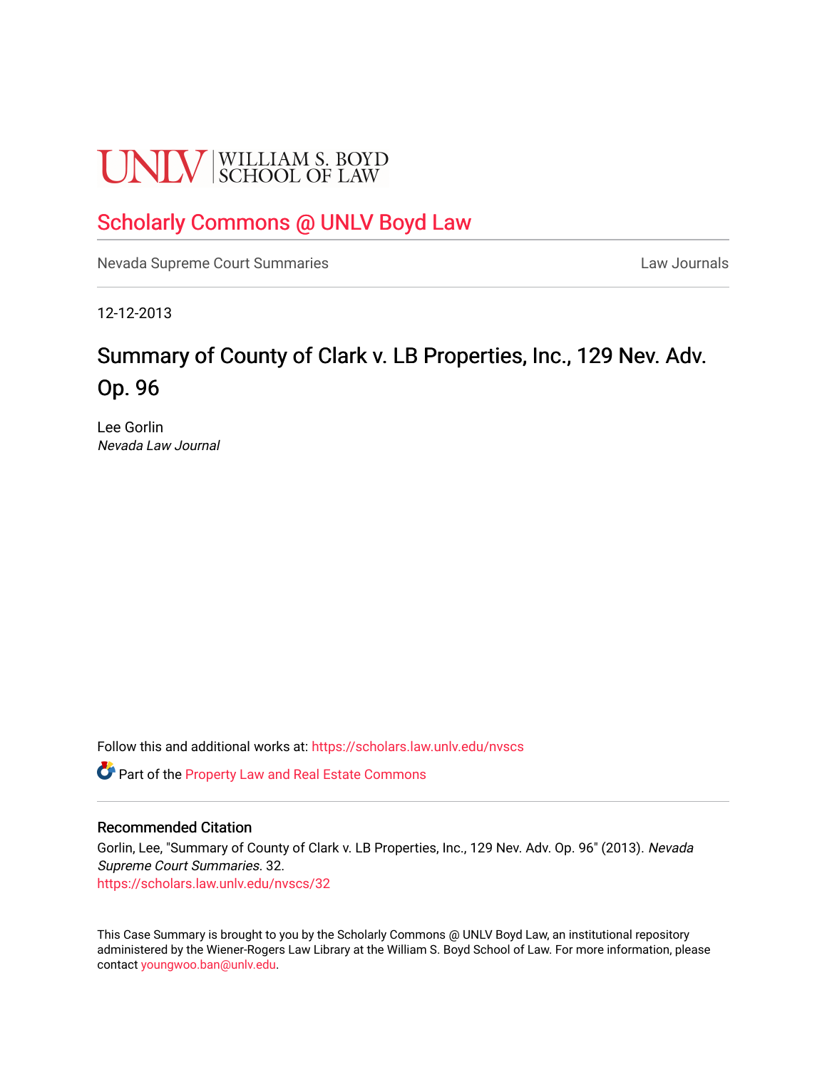UNLV | WILLIAM S. BOYD SCHOOL OF LAW

# Scholarly Commons @ UNLV Boyd Law

Nevada Supreme Court Summaries — Law Journals

12-12-2013

## Summary of County of Clark v. LB Properties, Inc., 129 Nev. Adv. Op. 96

Lee Gorlin
*Nevada Law Journal*

Follow this and additional works at: https://scholars.law.unlv.edu/nvscs

Part of the Property Law and Real Estate Commons

### Recommended Citation

Gorlin, Lee, "Summary of County of Clark v. LB Properties, Inc., 129 Nev. Adv. Op. 96" (2013). *Nevada Supreme Court Summaries*. 32.
https://scholars.law.unlv.edu/nvscs/32

This Case Summary is brought to you by the Scholarly Commons @ UNLV Boyd Law, an institutional repository administered by the Wiener-Rogers Law Library at the William S. Boyd School of Law. For more information, please contact youngwoo.ban@unlv.edu.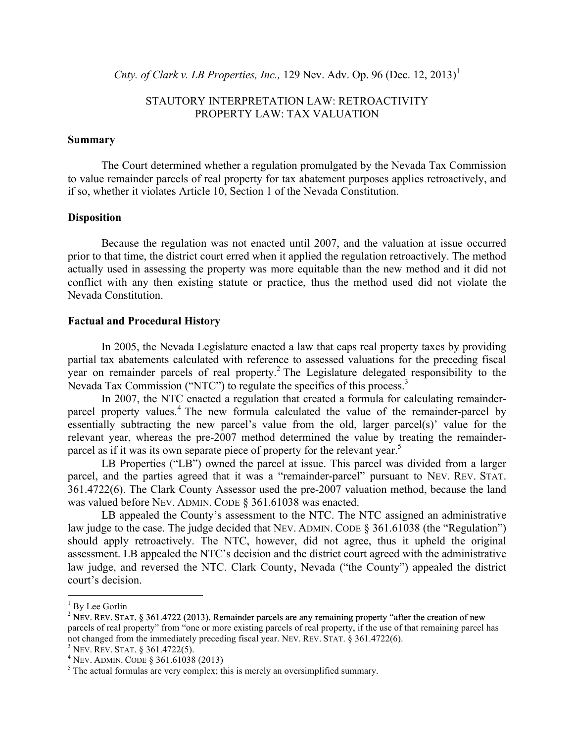*Cnty. of Clark v. LB Properties, Inc.,* 129 Nev. Adv. Op. 96 (Dec. 12, 2013)[1]

STAUTORY INTERPRETATION LAW: RETROACTIVITY
PROPERTY LAW: TAX VALUATION

**Summary**

The Court determined whether a regulation promulgated by the Nevada Tax Commission to value remainder parcels of real property for tax abatement purposes applies retroactively, and if so, whether it violates Article 10, Section 1 of the Nevada Constitution.

**Disposition**

Because the regulation was not enacted until 2007, and the valuation at issue occurred prior to that time, the district court erred when it applied the regulation retroactively. The method actually used in assessing the property was more equitable than the new method and it did not conflict with any then existing statute or practice, thus the method used did not violate the Nevada Constitution.

**Factual and Procedural History**

In 2005, the Nevada Legislature enacted a law that caps real property taxes by providing partial tax abatements calculated with reference to assessed valuations for the preceding fiscal year on remainder parcels of real property.[2] The Legislature delegated responsibility to the Nevada Tax Commission ("NTC") to regulate the specifics of this process.[3]

In 2007, the NTC enacted a regulation that created a formula for calculating remainder-parcel property values.[4] The new formula calculated the value of the remainder-parcel by essentially subtracting the new parcel's value from the old, larger parcel(s)' value for the relevant year, whereas the pre-2007 method determined the value by treating the remainder-parcel as if it was its own separate piece of property for the relevant year.[5]

LB Properties ("LB") owned the parcel at issue. This parcel was divided from a larger parcel, and the parties agreed that it was a "remainder-parcel" pursuant to NEV. REV. STAT. 361.4722(6). The Clark County Assessor used the pre-2007 valuation method, because the land was valued before NEV. ADMIN. CODE § 361.61038 was enacted.

LB appealed the County's assessment to the NTC. The NTC assigned an administrative law judge to the case. The judge decided that NEV. ADMIN. CODE § 361.61038 (the "Regulation") should apply retroactively. The NTC, however, did not agree, thus it upheld the original assessment. LB appealed the NTC's decision and the district court agreed with the administrative law judge, and reversed the NTC. Clark County, Nevada ("the County") appealed the district court's decision.

---

[1] By Lee Gorlin

[2] NEV. REV. STAT. § 361.4722 (2013). Remainder parcels are any remaining property "after the creation of new parcels of real property" from "one or more existing parcels of real property, if the use of that remaining parcel has not changed from the immediately preceding fiscal year. NEV. REV. STAT. § 361.4722(6).

[3] NEV. REV. STAT. § 361.4722(5).

[4] NEV. ADMIN. CODE § 361.61038 (2013)

[5] The actual formulas are very complex; this is merely an oversimplified summary.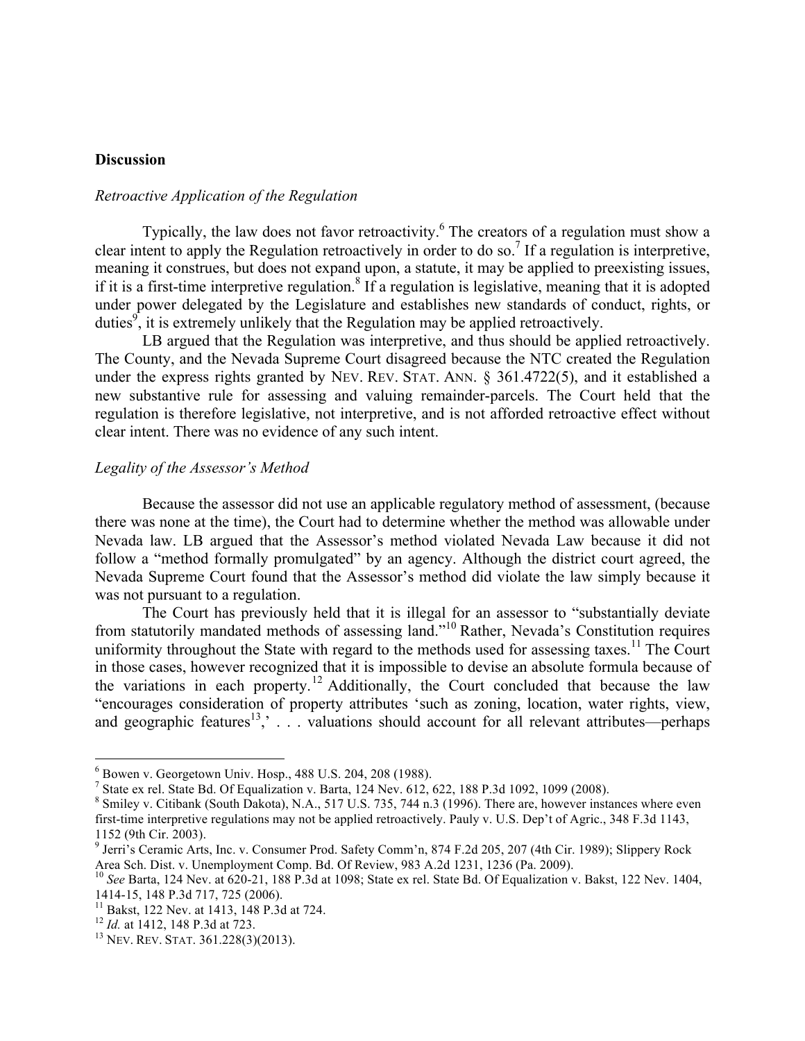**Discussion**

*Retroactive Application of the Regulation*

Typically, the law does not favor retroactivity.[6] The creators of a regulation must show a clear intent to apply the Regulation retroactively in order to do so.[7] If a regulation is interpretive, meaning it construes, but does not expand upon, a statute, it may be applied to preexisting issues, if it is a first-time interpretive regulation.[8] If a regulation is legislative, meaning that it is adopted under power delegated by the Legislature and establishes new standards of conduct, rights, or duties[9], it is extremely unlikely that the Regulation may be applied retroactively.

LB argued that the Regulation was interpretive, and thus should be applied retroactively. The County, and the Nevada Supreme Court disagreed because the NTC created the Regulation under the express rights granted by NEV. REV. STAT. ANN. § 361.4722(5), and it established a new substantive rule for assessing and valuing remainder-parcels. The Court held that the regulation is therefore legislative, not interpretive, and is not afforded retroactive effect without clear intent. There was no evidence of any such intent.

*Legality of the Assessor's Method*

Because the assessor did not use an applicable regulatory method of assessment, (because there was none at the time), the Court had to determine whether the method was allowable under Nevada law. LB argued that the Assessor's method violated Nevada Law because it did not follow a "method formally promulgated" by an agency. Although the district court agreed, the Nevada Supreme Court found that the Assessor's method did violate the law simply because it was not pursuant to a regulation.

The Court has previously held that it is illegal for an assessor to "substantially deviate from statutorily mandated methods of assessing land."[10] Rather, Nevada's Constitution requires uniformity throughout the State with regard to the methods used for assessing taxes.[11] The Court in those cases, however recognized that it is impossible to devise an absolute formula because of the variations in each property.[12] Additionally, the Court concluded that because the law "encourages consideration of property attributes 'such as zoning, location, water rights, view, and geographic features[13],' . . . valuations should account for all relevant attributes—perhaps

---

[6] Bowen v. Georgetown Univ. Hosp., 488 U.S. 204, 208 (1988).

[7] State ex rel. State Bd. Of Equalization v. Barta, 124 Nev. 612, 622, 188 P.3d 1092, 1099 (2008).

[8] Smiley v. Citibank (South Dakota), N.A., 517 U.S. 735, 744 n.3 (1996). There are, however instances where even first-time interpretive regulations may not be applied retroactively. Pauly v. U.S. Dep't of Agric., 348 F.3d 1143, 1152 (9th Cir. 2003).

[9] Jerri's Ceramic Arts, Inc. v. Consumer Prod. Safety Comm'n, 874 F.2d 205, 207 (4th Cir. 1989); Slippery Rock Area Sch. Dist. v. Unemployment Comp. Bd. Of Review, 983 A.2d 1231, 1236 (Pa. 2009).

[10] *See* Barta, 124 Nev. at 620-21, 188 P.3d at 1098; State ex rel. State Bd. Of Equalization v. Bakst, 122 Nev. 1404, 1414-15, 148 P.3d 717, 725 (2006).

[11] Bakst, 122 Nev. at 1413, 148 P.3d at 724.

[12] *Id.* at 1412, 148 P.3d at 723.

[13] NEV. REV. STAT. 361.228(3)(2013).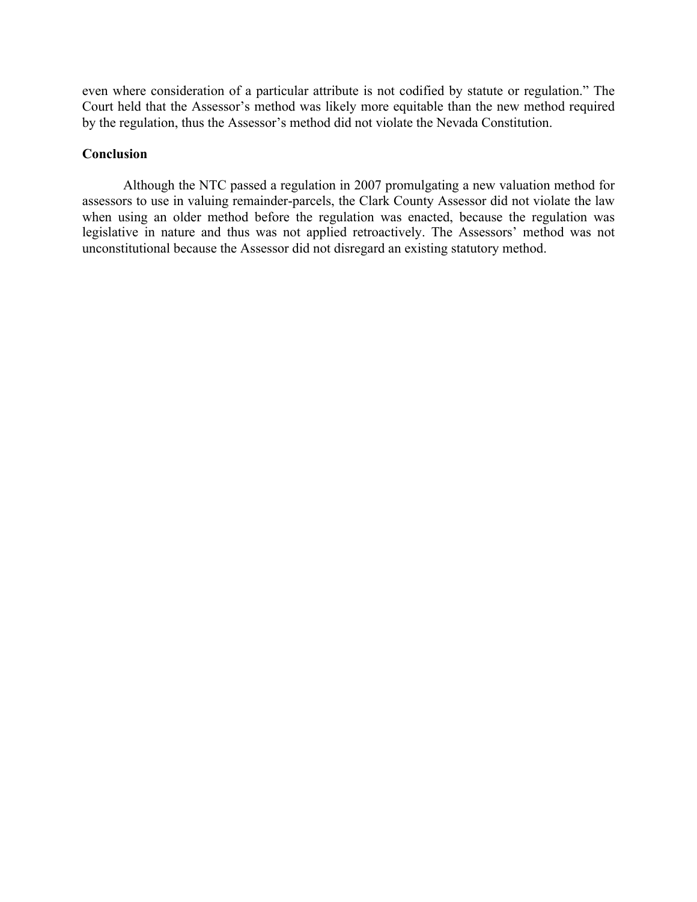even where consideration of a particular attribute is not codified by statute or regulation." The Court held that the Assessor's method was likely more equitable than the new method required by the regulation, thus the Assessor's method did not violate the Nevada Constitution.

**Conclusion**

Although the NTC passed a regulation in 2007 promulgating a new valuation method for assessors to use in valuing remainder-parcels, the Clark County Assessor did not violate the law when using an older method before the regulation was enacted, because the regulation was legislative in nature and thus was not applied retroactively. The Assessors' method was not unconstitutional because the Assessor did not disregard an existing statutory method.